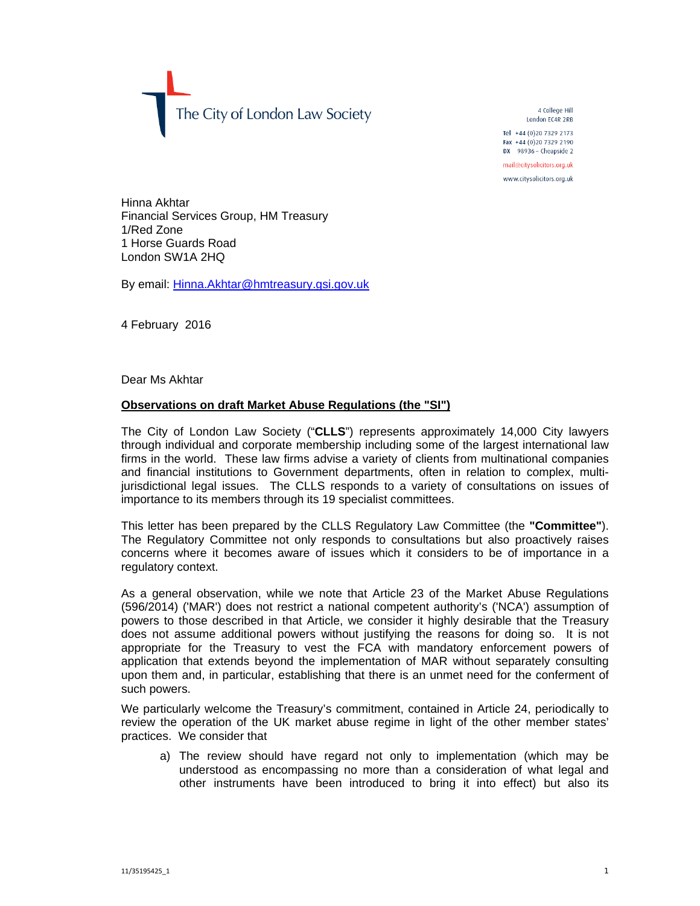The City of London Law Society

4 College Hill
London EC4R 2RB

Tel +44 (0)20 7329 2173
Fax +44 (0)20 7329 2190
DX 98936 – Cheapside 2

mail@citysolicitors.org.uk

www.citysolicitors.org.uk

Hinna Akhtar
Financial Services Group, HM Treasury
1/Red Zone
1 Horse Guards Road
London SW1A 2HQ

By email: Hinna.Akhtar@hmtreasury.gsi.gov.uk

4 February 2016

Dear Ms Akhtar

**Observations on draft Market Abuse Regulations (the "SI")**

The City of London Law Society ("**CLLS**") represents approximately 14,000 City lawyers through individual and corporate membership including some of the largest international law firms in the world. These law firms advise a variety of clients from multinational companies and financial institutions to Government departments, often in relation to complex, multi-jurisdictional legal issues. The CLLS responds to a variety of consultations on issues of importance to its members through its 19 specialist committees.

This letter has been prepared by the CLLS Regulatory Law Committee (the **"Committee"**). The Regulatory Committee not only responds to consultations but also proactively raises concerns where it becomes aware of issues which it considers to be of importance in a regulatory context.

As a general observation, while we note that Article 23 of the Market Abuse Regulations (596/2014) ('MAR') does not restrict a national competent authority's ('NCA') assumption of powers to those described in that Article, we consider it highly desirable that the Treasury does not assume additional powers without justifying the reasons for doing so. It is not appropriate for the Treasury to vest the FCA with mandatory enforcement powers of application that extends beyond the implementation of MAR without separately consulting upon them and, in particular, establishing that there is an unmet need for the conferment of such powers.

We particularly welcome the Treasury's commitment, contained in Article 24, periodically to review the operation of the UK market abuse regime in light of the other member states' practices. We consider that

a) The review should have regard not only to implementation (which may be understood as encompassing no more than a consideration of what legal and other instruments have been introduced to bring it into effect) but also its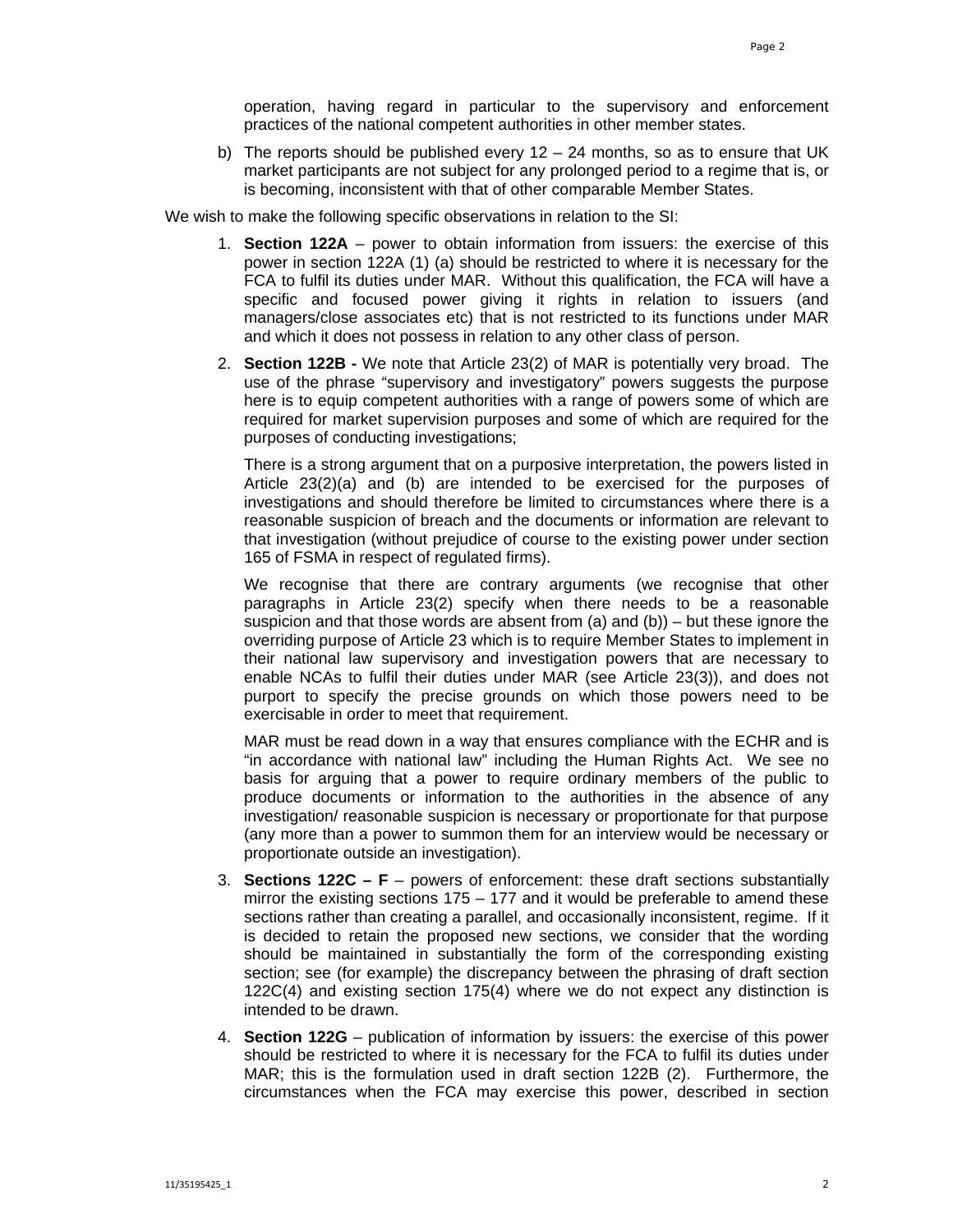operation, having regard in particular to the supervisory and enforcement practices of the national competent authorities in other member states.

b) The reports should be published every 12 – 24 months, so as to ensure that UK market participants are not subject for any prolonged period to a regime that is, or is becoming, inconsistent with that of other comparable Member States.

We wish to make the following specific observations in relation to the SI:

1. **Section 122A** – power to obtain information from issuers: the exercise of this power in section 122A (1) (a) should be restricted to where it is necessary for the FCA to fulfil its duties under MAR. Without this qualification, the FCA will have a specific and focused power giving it rights in relation to issuers (and managers/close associates etc) that is not restricted to its functions under MAR and which it does not possess in relation to any other class of person.

2. **Section 122B -** We note that Article 23(2) of MAR is potentially very broad. The use of the phrase "supervisory and investigatory" powers suggests the purpose here is to equip competent authorities with a range of powers some of which are required for market supervision purposes and some of which are required for the purposes of conducting investigations;

   There is a strong argument that on a purposive interpretation, the powers listed in Article 23(2)(a) and (b) are intended to be exercised for the purposes of investigations and should therefore be limited to circumstances where there is a reasonable suspicion of breach and the documents or information are relevant to that investigation (without prejudice of course to the existing power under section 165 of FSMA in respect of regulated firms).

   We recognise that there are contrary arguments (we recognise that other paragraphs in Article 23(2) specify when there needs to be a reasonable suspicion and that those words are absent from (a) and (b)) – but these ignore the overriding purpose of Article 23 which is to require Member States to implement in their national law supervisory and investigation powers that are necessary to enable NCAs to fulfil their duties under MAR (see Article 23(3)), and does not purport to specify the precise grounds on which those powers need to be exercisable in order to meet that requirement.

   MAR must be read down in a way that ensures compliance with the ECHR and is "in accordance with national law" including the Human Rights Act. We see no basis for arguing that a power to require ordinary members of the public to produce documents or information to the authorities in the absence of any investigation/ reasonable suspicion is necessary or proportionate for that purpose (any more than a power to summon them for an interview would be necessary or proportionate outside an investigation).

3. **Sections 122C – F** – powers of enforcement: these draft sections substantially mirror the existing sections 175 – 177 and it would be preferable to amend these sections rather than creating a parallel, and occasionally inconsistent, regime. If it is decided to retain the proposed new sections, we consider that the wording should be maintained in substantially the form of the corresponding existing section; see (for example) the discrepancy between the phrasing of draft section 122C(4) and existing section 175(4) where we do not expect any distinction is intended to be drawn.

4. **Section 122G** – publication of information by issuers: the exercise of this power should be restricted to where it is necessary for the FCA to fulfil its duties under MAR; this is the formulation used in draft section 122B (2). Furthermore, the circumstances when the FCA may exercise this power, described in section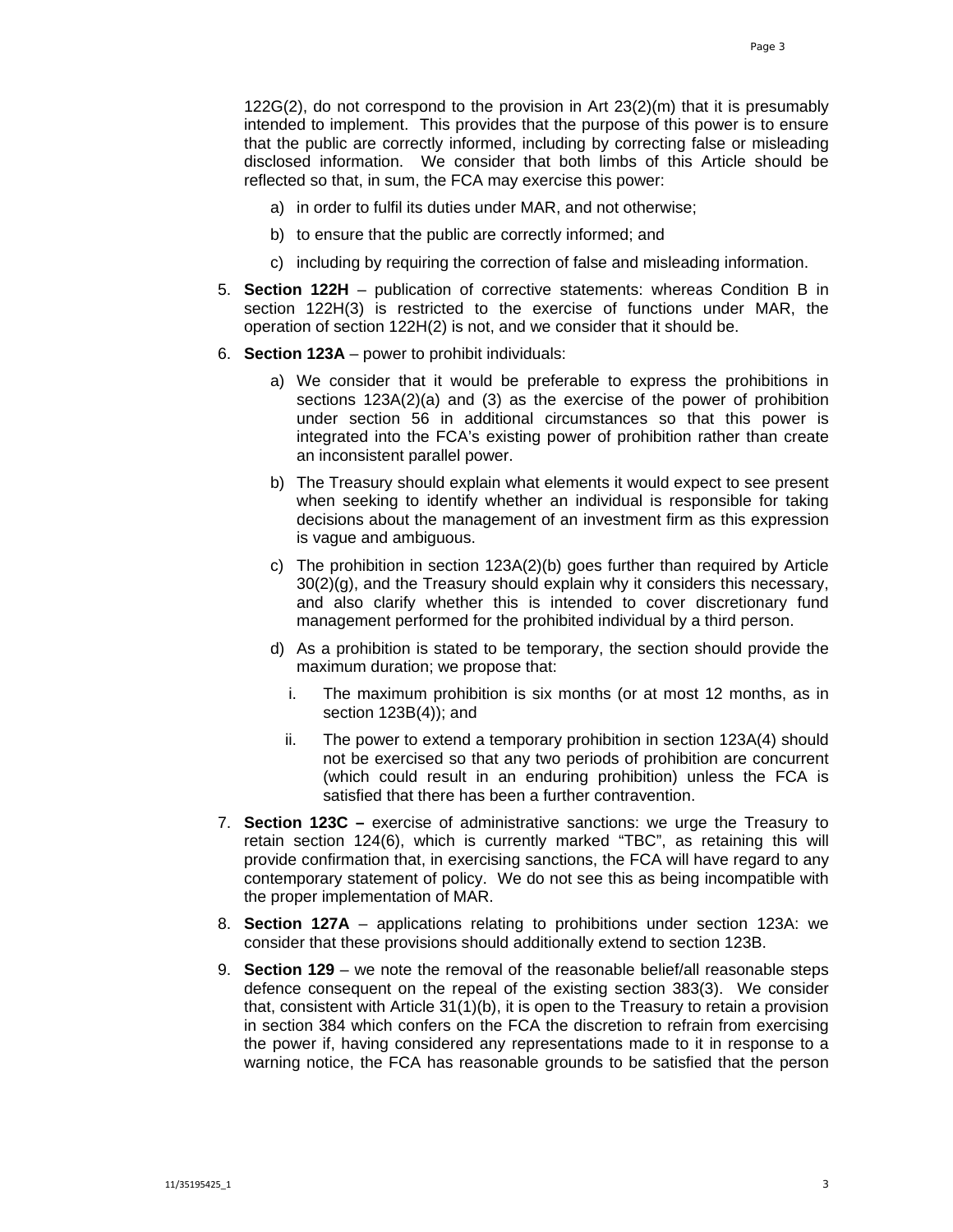122G(2), do not correspond to the provision in Art 23(2)(m) that it is presumably intended to implement. This provides that the purpose of this power is to ensure that the public are correctly informed, including by correcting false or misleading disclosed information. We consider that both limbs of this Article should be reflected so that, in sum, the FCA may exercise this power:

a) in order to fulfil its duties under MAR, and not otherwise;

b) to ensure that the public are correctly informed; and

c) including by requiring the correction of false and misleading information.

5. **Section 122H** – publication of corrective statements: whereas Condition B in section 122H(3) is restricted to the exercise of functions under MAR, the operation of section 122H(2) is not, and we consider that it should be.

6. **Section 123A** – power to prohibit individuals:

   a) We consider that it would be preferable to express the prohibitions in sections 123A(2)(a) and (3) as the exercise of the power of prohibition under section 56 in additional circumstances so that this power is integrated into the FCA's existing power of prohibition rather than create an inconsistent parallel power.

   b) The Treasury should explain what elements it would expect to see present when seeking to identify whether an individual is responsible for taking decisions about the management of an investment firm as this expression is vague and ambiguous.

   c) The prohibition in section 123A(2)(b) goes further than required by Article 30(2)(g), and the Treasury should explain why it considers this necessary, and also clarify whether this is intended to cover discretionary fund management performed for the prohibited individual by a third person.

   d) As a prohibition is stated to be temporary, the section should provide the maximum duration; we propose that:

      i. The maximum prohibition is six months (or at most 12 months, as in section 123B(4)); and

      ii. The power to extend a temporary prohibition in section 123A(4) should not be exercised so that any two periods of prohibition are concurrent (which could result in an enduring prohibition) unless the FCA is satisfied that there has been a further contravention.

7. **Section 123C –** exercise of administrative sanctions: we urge the Treasury to retain section 124(6), which is currently marked "TBC", as retaining this will provide confirmation that, in exercising sanctions, the FCA will have regard to any contemporary statement of policy. We do not see this as being incompatible with the proper implementation of MAR.

8. **Section 127A** – applications relating to prohibitions under section 123A: we consider that these provisions should additionally extend to section 123B.

9. **Section 129** – we note the removal of the reasonable belief/all reasonable steps defence consequent on the repeal of the existing section 383(3). We consider that, consistent with Article 31(1)(b), it is open to the Treasury to retain a provision in section 384 which confers on the FCA the discretion to refrain from exercising the power if, having considered any representations made to it in response to a warning notice, the FCA has reasonable grounds to be satisfied that the person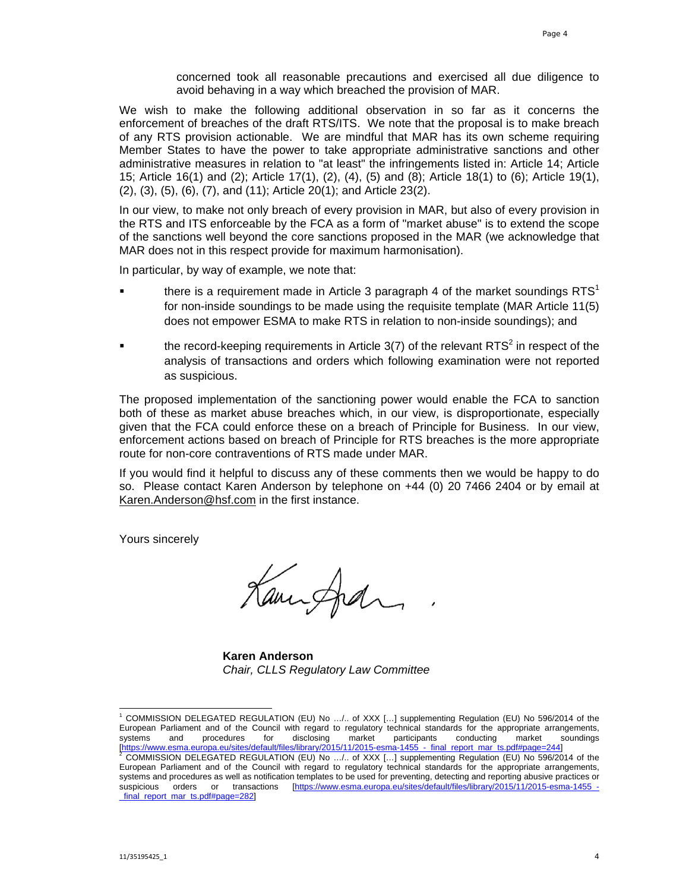concerned took all reasonable precautions and exercised all due diligence to avoid behaving in a way which breached the provision of MAR.

We wish to make the following additional observation in so far as it concerns the enforcement of breaches of the draft RTS/ITS. We note that the proposal is to make breach of any RTS provision actionable. We are mindful that MAR has its own scheme requiring Member States to have the power to take appropriate administrative sanctions and other administrative measures in relation to "at least" the infringements listed in: Article 14; Article 15; Article 16(1) and (2); Article 17(1), (2), (4), (5) and (8); Article 18(1) to (6); Article 19(1), (2), (3), (5), (6), (7), and (11); Article 20(1); and Article 23(2).

In our view, to make not only breach of every provision in MAR, but also of every provision in the RTS and ITS enforceable by the FCA as a form of "market abuse" is to extend the scope of the sanctions well beyond the core sanctions proposed in the MAR (we acknowledge that MAR does not in this respect provide for maximum harmonisation).

In particular, by way of example, we note that:

- there is a requirement made in Article 3 paragraph 4 of the market soundings RTS[1] for non-inside soundings to be made using the requisite template (MAR Article 11(5) does not empower ESMA to make RTS in relation to non-inside soundings); and
- the record-keeping requirements in Article 3(7) of the relevant RTS[2] in respect of the analysis of transactions and orders which following examination were not reported as suspicious.

The proposed implementation of the sanctioning power would enable the FCA to sanction both of these as market abuse breaches which, in our view, is disproportionate, especially given that the FCA could enforce these on a breach of Principle for Business. In our view, enforcement actions based on breach of Principle for RTS breaches is the more appropriate route for non-core contraventions of RTS made under MAR.

If you would find it helpful to discuss any of these comments then we would be happy to do so. Please contact Karen Anderson by telephone on +44 (0) 20 7466 2404 or by email at Karen.Anderson@hsf.com in the first instance.

Yours sincerely

**Karen Anderson**
*Chair, CLLS Regulatory Law Committee*

---

[1] COMMISSION DELEGATED REGULATION (EU) No …/.. of XXX […] supplementing Regulation (EU) No 596/2014 of the European Parliament and of the Council with regard to regulatory technical standards for the appropriate arrangements, systems and procedures for disclosing market participants conducting market soundings [https://www.esma.europa.eu/sites/default/files/library/2015/11/2015-esma-1455_-_final_report_mar_ts.pdf#page=244]

[2] COMMISSION DELEGATED REGULATION (EU) No …/.. of XXX […] supplementing Regulation (EU) No 596/2014 of the European Parliament and of the Council with regard to regulatory technical standards for the appropriate arrangements, systems and procedures as well as notification templates to be used for preventing, detecting and reporting abusive practices or suspicious orders or transactions [https://www.esma.europa.eu/sites/default/files/library/2015/11/2015-esma-1455_-_final_report_mar_ts.pdf#page=282]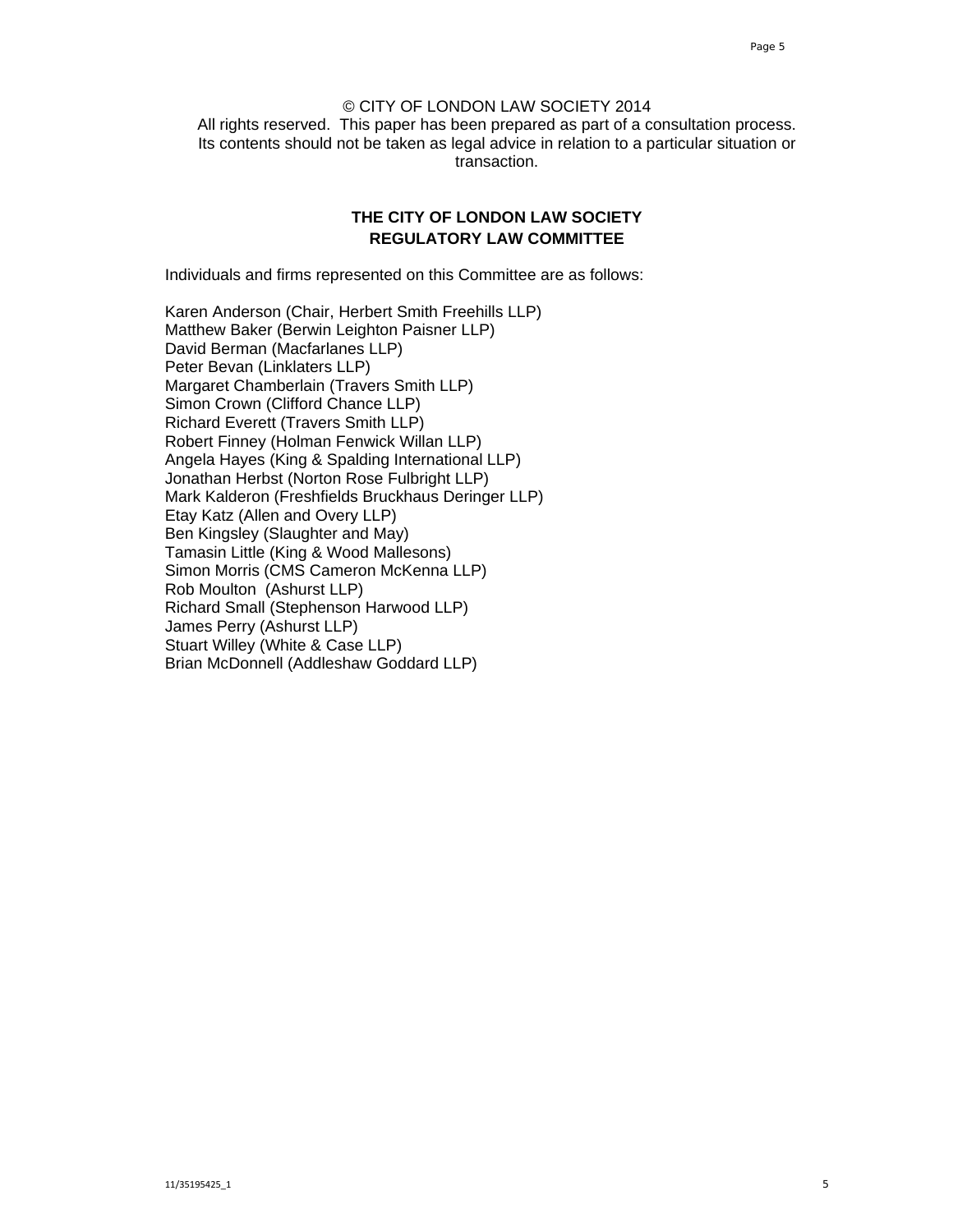© CITY OF LONDON LAW SOCIETY 2014
All rights reserved. This paper has been prepared as part of a consultation process. Its contents should not be taken as legal advice in relation to a particular situation or transaction.

**THE CITY OF LONDON LAW SOCIETY**
**REGULATORY LAW COMMITTEE**

Individuals and firms represented on this Committee are as follows:

Karen Anderson (Chair, Herbert Smith Freehills LLP)
Matthew Baker (Berwin Leighton Paisner LLP)
David Berman (Macfarlanes LLP)
Peter Bevan (Linklaters LLP)
Margaret Chamberlain (Travers Smith LLP)
Simon Crown (Clifford Chance LLP)
Richard Everett (Travers Smith LLP)
Robert Finney (Holman Fenwick Willan LLP)
Angela Hayes (King & Spalding International LLP)
Jonathan Herbst (Norton Rose Fulbright LLP)
Mark Kalderon (Freshfields Bruckhaus Deringer LLP)
Etay Katz (Allen and Overy LLP)
Ben Kingsley (Slaughter and May)
Tamasin Little (King & Wood Mallesons)
Simon Morris (CMS Cameron McKenna LLP)
Rob Moulton (Ashurst LLP)
Richard Small (Stephenson Harwood LLP)
James Perry (Ashurst LLP)
Stuart Willey (White & Case LLP)
Brian McDonnell (Addleshaw Goddard LLP)

11/35195425_1